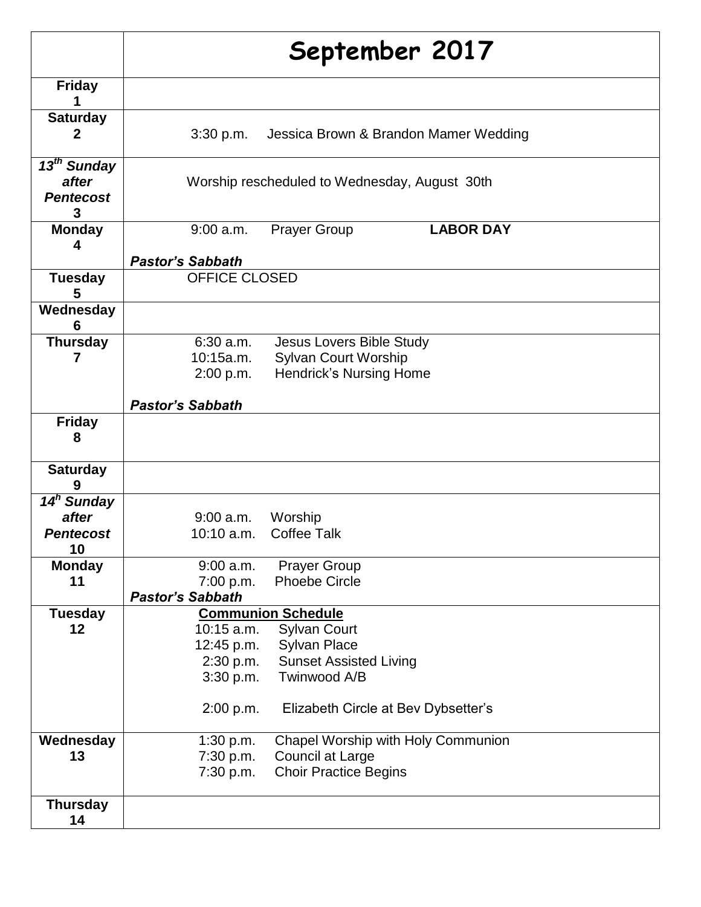| | September 2017 |
|---|---|
| **Friday 1** | |
| **Saturday 2** | 3:30 p.m. Jessica Brown & Brandon Mamer Wedding |
| ***13th Sunday after Pentecost* 3** | Worship rescheduled to Wednesday, August 30th |
| **Monday 4** | 9:00 a.m. Prayer Group **LABOR DAY**<br><br>***Pastor's Sabbath*** |
| **Tuesday 5** | OFFICE CLOSED |
| **Wednesday 6** | |
| **Thursday 7** | 6:30 a.m. Jesus Lovers Bible Study<br>10:15a.m. Sylvan Court Worship<br>2:00 p.m. Hendrick's Nursing Home<br><br>***Pastor's Sabbath*** |
| **Friday 8** | |
| **Saturday 9** | |
| ***14h Sunday after Pentecost* 10** | 9:00 a.m. Worship<br>10:10 a.m. Coffee Talk |
| **Monday 11** | 9:00 a.m. Prayer Group<br>7:00 p.m. Phoebe Circle<br>***Pastor's Sabbath*** |
| **Tuesday 12** | **Communion Schedule**<br>10:15 a.m. Sylvan Court<br>12:45 p.m. Sylvan Place<br>2:30 p.m. Sunset Assisted Living<br>3:30 p.m. Twinwood A/B<br><br>2:00 p.m. Elizabeth Circle at Bev Dybsetter's |
| **Wednesday 13** | 1:30 p.m. Chapel Worship with Holy Communion<br>7:30 p.m. Council at Large<br>7:30 p.m. Choir Practice Begins |
| **Thursday 14** | |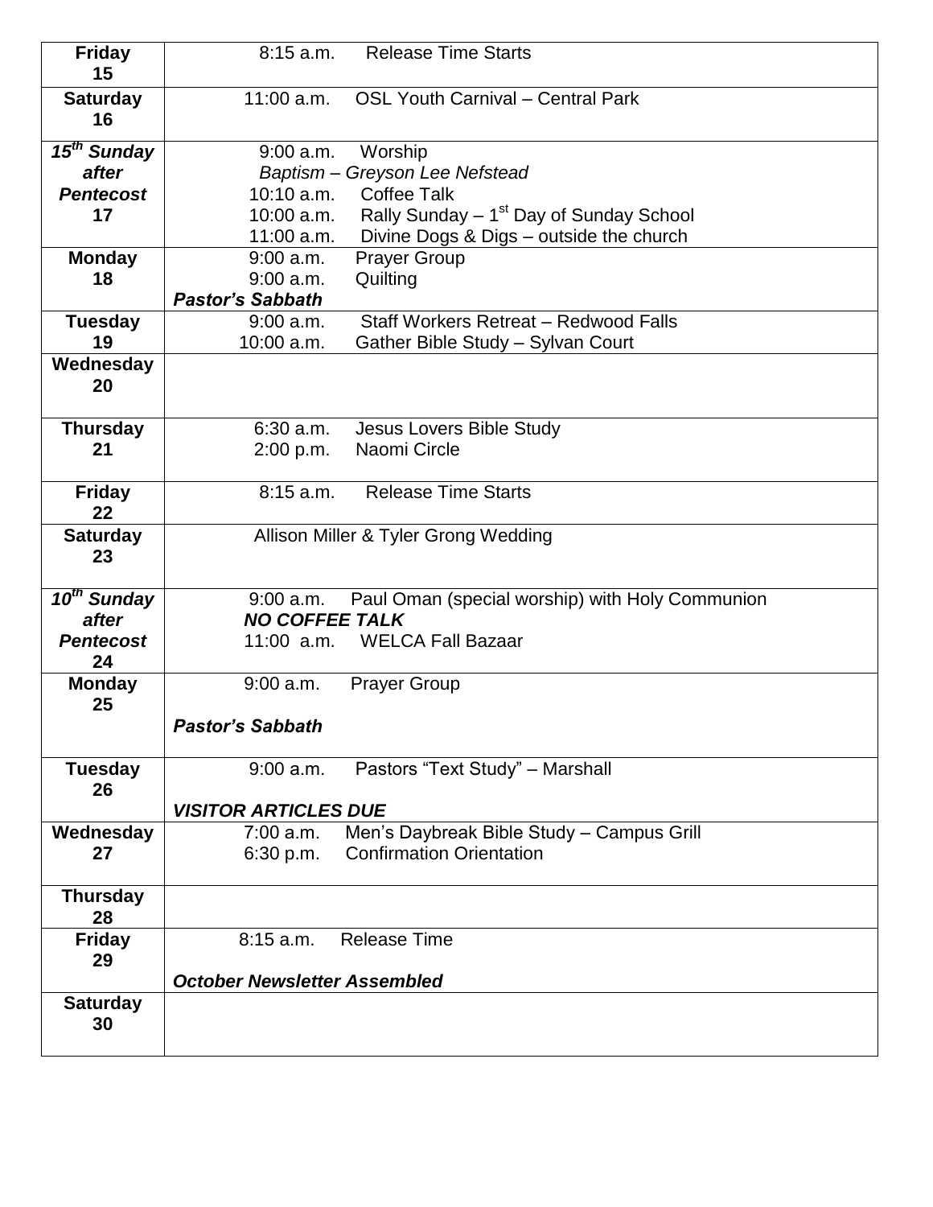| | |
|---|---|
| **Friday 15** | 8:15 a.m. Release Time Starts |
| **Saturday 16** | 11:00 a.m. OSL Youth Carnival – Central Park |
| ***15th Sunday after Pentecost 17*** | 9:00 a.m. Worship<br>*Baptism – Greyson Lee Nefstead*<br>10:10 a.m. Coffee Talk<br>10:00 a.m. Rally Sunday – 1st Day of Sunday School<br>11:00 a.m. Divine Dogs & Digs – outside the church |
| **Monday 18** | 9:00 a.m. Prayer Group<br>9:00 a.m. Quilting<br>***Pastor's Sabbath*** |
| **Tuesday 19** | 9:00 a.m. Staff Workers Retreat – Redwood Falls<br>10:00 a.m. Gather Bible Study – Sylvan Court |
| **Wednesday 20** | |
| **Thursday 21** | 6:30 a.m. Jesus Lovers Bible Study<br>2:00 p.m. Naomi Circle |
| **Friday 22** | 8:15 a.m. Release Time Starts |
| **Saturday 23** | Allison Miller & Tyler Grong Wedding |
| ***10th Sunday after Pentecost 24*** | 9:00 a.m. Paul Oman (special worship) with Holy Communion<br>***NO COFFEE TALK***<br>11:00 a.m. WELCA Fall Bazaar |
| **Monday 25** | 9:00 a.m. Prayer Group<br>***Pastor's Sabbath*** |
| **Tuesday 26** | 9:00 a.m. Pastors "Text Study" – Marshall<br>***VISITOR ARTICLES DUE*** |
| **Wednesday 27** | 7:00 a.m. Men's Daybreak Bible Study – Campus Grill<br>6:30 p.m. Confirmation Orientation |
| **Thursday 28** | |
| **Friday 29** | 8:15 a.m. Release Time<br>***October Newsletter Assembled*** |
| **Saturday 30** | |